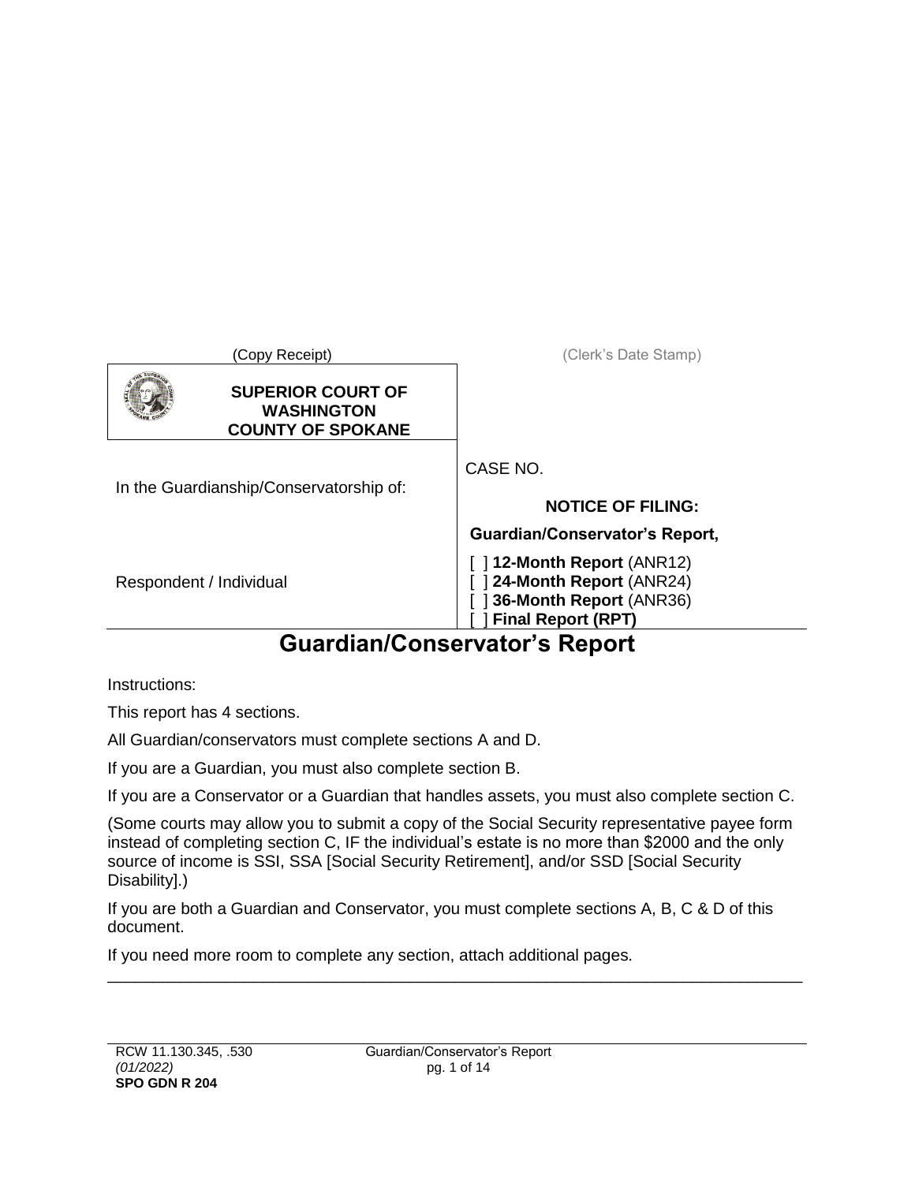(Copy Receipt) (Clerk's Date Stamp)

**SUPERIOR COURT OF WASHINGTON COUNTY OF SPOKANE**

In the Guardianship/Conservatorship of:

Respondent / Individual

CASE NO.

**NOTICE OF FILING:**

**Guardian/Conservator's Report,**

[ ] **12-Month Report** (ANR12)
[ ] **24-Month Report** (ANR24)
[ ] **36-Month Report** (ANR36)
[ ] **Final Report (RPT)**

# Guardian/Conservator's Report

Instructions:

This report has 4 sections.

All Guardian/conservators must complete sections A and D.

If you are a Guardian, you must also complete section B.

If you are a Conservator or a Guardian that handles assets, you must also complete section C.

(Some courts may allow you to submit a copy of the Social Security representative payee form instead of completing section C, IF the individual's estate is no more than $2000 and the only source of income is SSI, SSA [Social Security Retirement], and/or SSD [Social Security Disability].)

If you are both a Guardian and Conservator, you must complete sections A, B, C & D of this document.

If you need more room to complete any section, attach additional pages.

RCW 11.130.345, .530
*(01/2022)*
**SPO GDN R 204**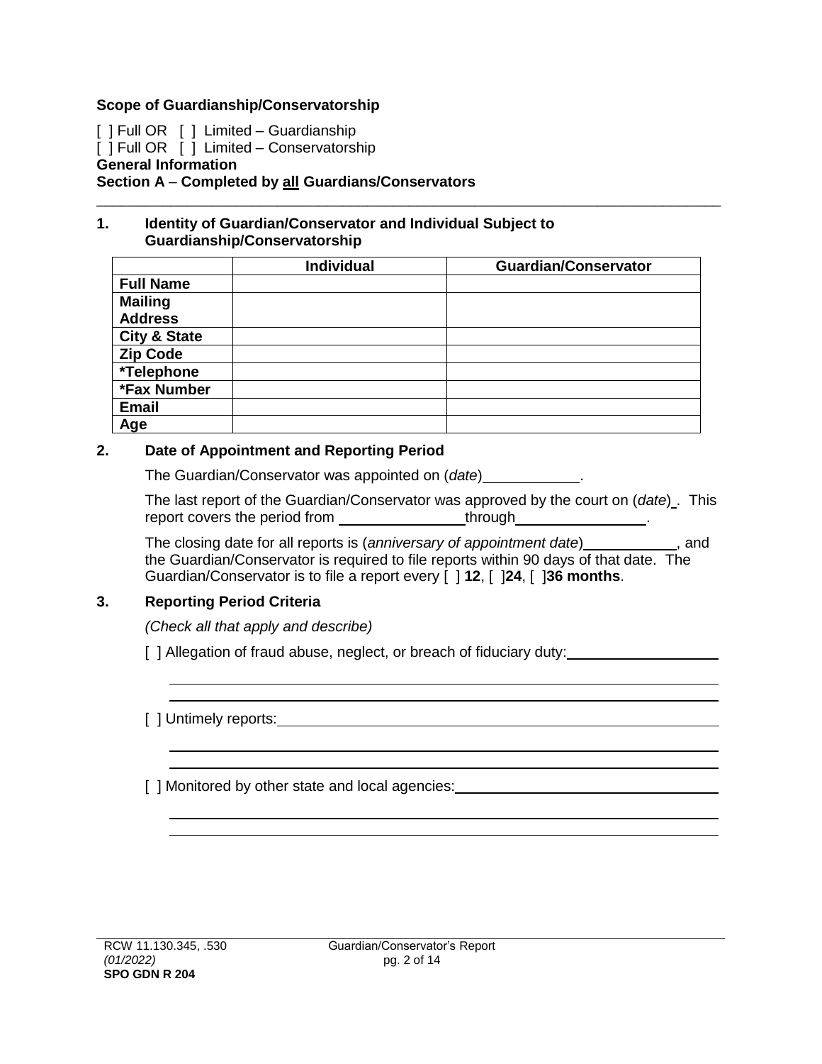**Scope of Guardianship/Conservatorship**

[ ] Full OR [ ] Limited – Guardianship
[ ] Full OR [ ] Limited – Conservatorship

**General Information**

**Section A – Completed by all Guardians/Conservators**

---

**1. Identity of Guardian/Conservator and Individual Subject to Guardianship/Conservatorship**

| | Individual | Guardian/Conservator |
|---|---|---|
| **Full Name** | | |
| **Mailing Address** | | |
| **City & State** | | |
| **Zip Code** | | |
| ***Telephone** | | |
| ***Fax Number** | | |
| **Email** | | |
| **Age** | | |

**2. Date of Appointment and Reporting Period**

The Guardian/Conservator was appointed on (*date*)\_\_\_\_\_\_\_\_\_\_\_\_.

The last report of the Guardian/Conservator was approved by the court on (*date*)\_. This report covers the period from \_\_\_\_\_\_\_\_\_\_\_\_\_\_\_\_through\_\_\_\_\_\_\_\_\_\_\_\_\_\_\_\_.

The closing date for all reports is (*anniversary of appointment date*)\_\_\_\_\_\_\_\_\_\_\_\_, and the Guardian/Conservator is required to file reports within 90 days of that date. The Guardian/Conservator is to file a report every [ ] **12**, [ ]**24**, [ ]**36 months**.

**3. Reporting Period Criteria**

*(Check all that apply and describe)*

[ ] Allegation of fraud abuse, neglect, or breach of fiduciary duty:\_\_\_\_\_\_\_\_\_\_\_\_\_\_\_\_\_\_\_\_

\_\_\_\_\_\_\_\_\_\_\_\_\_\_\_\_\_\_\_\_\_\_\_\_\_\_\_\_\_\_\_\_\_\_\_\_\_\_\_\_\_\_\_\_\_\_\_\_\_\_\_\_\_\_\_\_\_\_\_\_\_\_\_\_\_\_\_\_\_\_

\_\_\_\_\_\_\_\_\_\_\_\_\_\_\_\_\_\_\_\_\_\_\_\_\_\_\_\_\_\_\_\_\_\_\_\_\_\_\_\_\_\_\_\_\_\_\_\_\_\_\_\_\_\_\_\_\_\_\_\_\_\_\_\_\_\_\_\_\_\_

[ ] Untimely reports:\_\_\_\_\_\_\_\_\_\_\_\_\_\_\_\_\_\_\_\_\_\_\_\_\_\_\_\_\_\_\_\_\_\_\_\_\_\_\_\_\_\_\_\_\_\_\_\_\_\_\_\_\_\_\_\_

\_\_\_\_\_\_\_\_\_\_\_\_\_\_\_\_\_\_\_\_\_\_\_\_\_\_\_\_\_\_\_\_\_\_\_\_\_\_\_\_\_\_\_\_\_\_\_\_\_\_\_\_\_\_\_\_\_\_\_\_\_\_\_\_\_\_\_\_\_\_

\_\_\_\_\_\_\_\_\_\_\_\_\_\_\_\_\_\_\_\_\_\_\_\_\_\_\_\_\_\_\_\_\_\_\_\_\_\_\_\_\_\_\_\_\_\_\_\_\_\_\_\_\_\_\_\_\_\_\_\_\_\_\_\_\_\_\_\_\_\_

[ ] Monitored by other state and local agencies:\_\_\_\_\_\_\_\_\_\_\_\_\_\_\_\_\_\_\_\_\_\_\_\_\_\_\_\_\_\_\_\_\_\_

\_\_\_\_\_\_\_\_\_\_\_\_\_\_\_\_\_\_\_\_\_\_\_\_\_\_\_\_\_\_\_\_\_\_\_\_\_\_\_\_\_\_\_\_\_\_\_\_\_\_\_\_\_\_\_\_\_\_\_\_\_\_\_\_\_\_\_\_\_\_

\_\_\_\_\_\_\_\_\_\_\_\_\_\_\_\_\_\_\_\_\_\_\_\_\_\_\_\_\_\_\_\_\_\_\_\_\_\_\_\_\_\_\_\_\_\_\_\_\_\_\_\_\_\_\_\_\_\_\_\_\_\_\_\_\_\_\_\_\_\_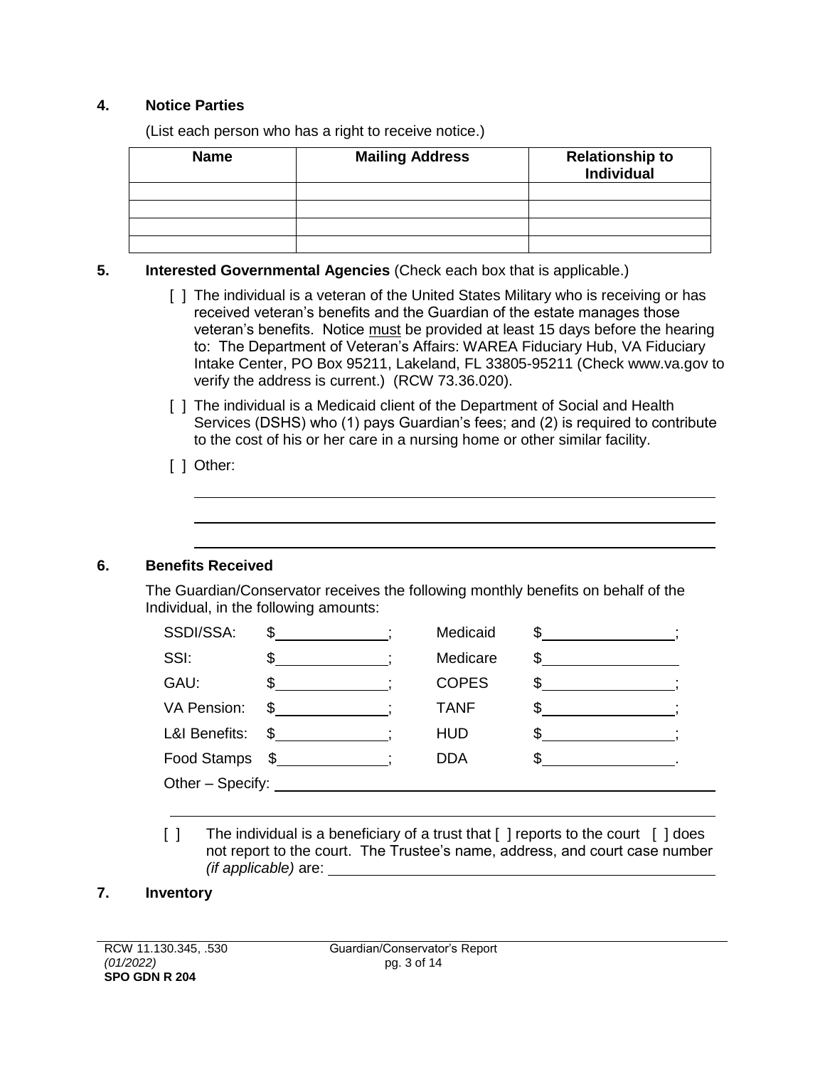## 4. Notice Parties

(List each person who has a right to receive notice.)

| Name | Mailing Address | Relationship to Individual |
|---|---|---|
| | | |
| | | |
| | | |
| | | |

## 5. Interested Governmental Agencies (Check each box that is applicable.)

[ ] The individual is a veteran of the United States Military who is receiving or has received veteran's benefits and the Guardian of the estate manages those veteran's benefits. Notice must be provided at least 15 days before the hearing to: The Department of Veteran's Affairs: WAREA Fiduciary Hub, VA Fiduciary Intake Center, PO Box 95211, Lakeland, FL 33805-95211 (Check www.va.gov to verify the address is current.) (RCW 73.36.020).

[ ] The individual is a Medicaid client of the Department of Social and Health Services (DSHS) who (1) pays Guardian's fees; and (2) is required to contribute to the cost of his or her care in a nursing home or other similar facility.

[ ] Other: \_\_\_\_\_\_\_\_\_\_\_\_\_\_\_\_\_\_\_\_\_\_\_\_\_\_\_\_\_\_\_\_\_\_\_\_\_\_\_\_\_\_\_\_\_\_\_\_\_\_\_\_\_\_\_\_\_\_\_\_\_\_\_\_

\_\_\_\_\_\_\_\_\_\_\_\_\_\_\_\_\_\_\_\_\_\_\_\_\_\_\_\_\_\_\_\_\_\_\_\_\_\_\_\_\_\_\_\_\_\_\_\_\_\_\_\_\_\_\_\_\_\_\_\_\_\_\_\_\_\_\_\_\_\_\_\_

\_\_\_\_\_\_\_\_\_\_\_\_\_\_\_\_\_\_\_\_\_\_\_\_\_\_\_\_\_\_\_\_\_\_\_\_\_\_\_\_\_\_\_\_\_\_\_\_\_\_\_\_\_\_\_\_\_\_\_\_\_\_\_\_\_\_\_\_\_\_\_\_

## 6. Benefits Received

The Guardian/Conservator receives the following monthly benefits on behalf of the Individual, in the following amounts:

| | | | |
|---|---|---|---|
| SSDI/SSA: | $\_\_\_\_\_\_\_\_\_\_; | Medicaid | $\_\_\_\_\_\_\_\_\_\_; |
| SSI: | $\_\_\_\_\_\_\_\_\_\_; | Medicare | $\_\_\_\_\_\_\_\_\_\_ |
| GAU: | $\_\_\_\_\_\_\_\_\_\_; | COPES | $\_\_\_\_\_\_\_\_\_\_; |
| VA Pension: | $\_\_\_\_\_\_\_\_\_\_; | TANF | $\_\_\_\_\_\_\_\_\_\_; |
| L&I Benefits: | $\_\_\_\_\_\_\_\_\_\_; | HUD | $\_\_\_\_\_\_\_\_\_\_; |
| Food Stamps | $\_\_\_\_\_\_\_\_\_\_; | DDA | $\_\_\_\_\_\_\_\_\_\_. |

Other – Specify: \_\_\_\_\_\_\_\_\_\_\_\_\_\_\_\_\_\_\_\_\_\_\_\_\_\_\_\_\_\_\_\_\_\_\_\_\_\_\_\_\_\_\_\_\_\_\_\_\_\_\_\_\_\_

\_\_\_\_\_\_\_\_\_\_\_\_\_\_\_\_\_\_\_\_\_\_\_\_\_\_\_\_\_\_\_\_\_\_\_\_\_\_\_\_\_\_\_\_\_\_\_\_\_\_\_\_\_\_\_\_\_\_\_\_\_\_\_\_\_\_\_\_\_\_\_\_

[ ] The individual is a beneficiary of a trust that [ ] reports to the court [ ] does not report to the court. The Trustee's name, address, and court case number *(if applicable)* are: \_\_\_\_\_\_\_\_\_\_\_\_\_\_\_\_\_\_\_\_\_\_\_\_\_\_\_\_\_\_\_\_\_\_\_\_\_\_\_\_\_\_\_\_

## 7. Inventory

RCW 11.130.345, .530
*(01/2022)*
**SPO GDN R 204**

Guardian/Conservator's Report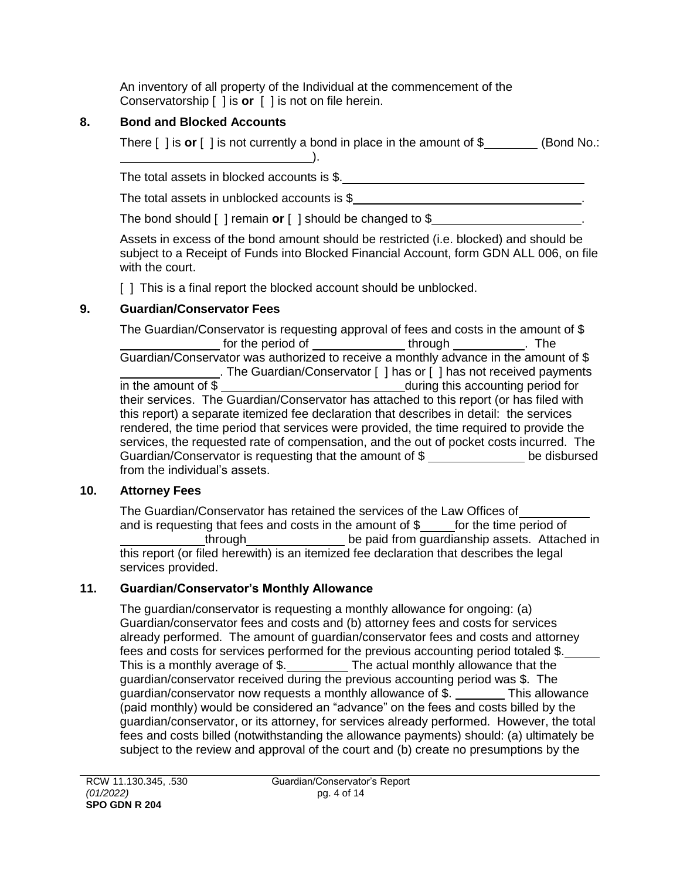An inventory of all property of the Individual at the commencement of the Conservatorship [ ] is **or** [ ] is not on file herein.

## 8. Bond and Blocked Accounts

There [ ] is **or** [ ] is not currently a bond in place in the amount of $________ (Bond No.: ____________________________).

The total assets in blocked accounts is $.____________________________________

The total assets in unblocked accounts is $____________________________________.

The bond should [ ] remain **or** [ ] should be changed to $______________________.

Assets in excess of the bond amount should be restricted (i.e. blocked) and should be subject to a Receipt of Funds into Blocked Financial Account, form GDN ALL 006, on file with the court.

[ ] This is a final report the blocked account should be unblocked.

## 9. Guardian/Conservator Fees

The Guardian/Conservator is requesting approval of fees and costs in the amount of $ ______________ for the period of ______________ through ___________. The Guardian/Conservator was authorized to receive a monthly advance in the amount of $ ______________. The Guardian/Conservator [ ] has or [ ] has not received payments in the amount of $ ___________________________during this accounting period for their services. The Guardian/Conservator has attached to this report (or has filed with this report) a separate itemized fee declaration that describes in detail: the services rendered, the time period that services were provided, the time required to provide the services, the requested rate of compensation, and the out of pocket costs incurred. The Guardian/Conservator is requesting that the amount of $ ______________ be disbursed from the individual's assets.

## 10. Attorney Fees

The Guardian/Conservator has retained the services of the Law Offices of__________ and is requesting that fees and costs in the amount of $_____for the time period of ____________through______________ be paid from guardianship assets. Attached in this report (or filed herewith) is an itemized fee declaration that describes the legal services provided.

## 11. Guardian/Conservator's Monthly Allowance

The guardian/conservator is requesting a monthly allowance for ongoing: (a) Guardian/conservator fees and costs and (b) attorney fees and costs for services already performed. The amount of guardian/conservator fees and costs and attorney fees and costs for services performed for the previous accounting period totaled $._____ This is a monthly average of $._________ The actual monthly allowance that the guardian/conservator received during the previous accounting period was $. The guardian/conservator now requests a monthly allowance of $. ________ This allowance (paid monthly) would be considered an "advance" on the fees and costs billed by the guardian/conservator, or its attorney, for services already performed. However, the total fees and costs billed (notwithstanding the allowance payments) should: (a) ultimately be subject to the review and approval of the court and (b) create no presumptions by the

RCW 11.130.345, .530
*(01/2022)*
**SPO GDN R 204**

Guardian/Conservator's Report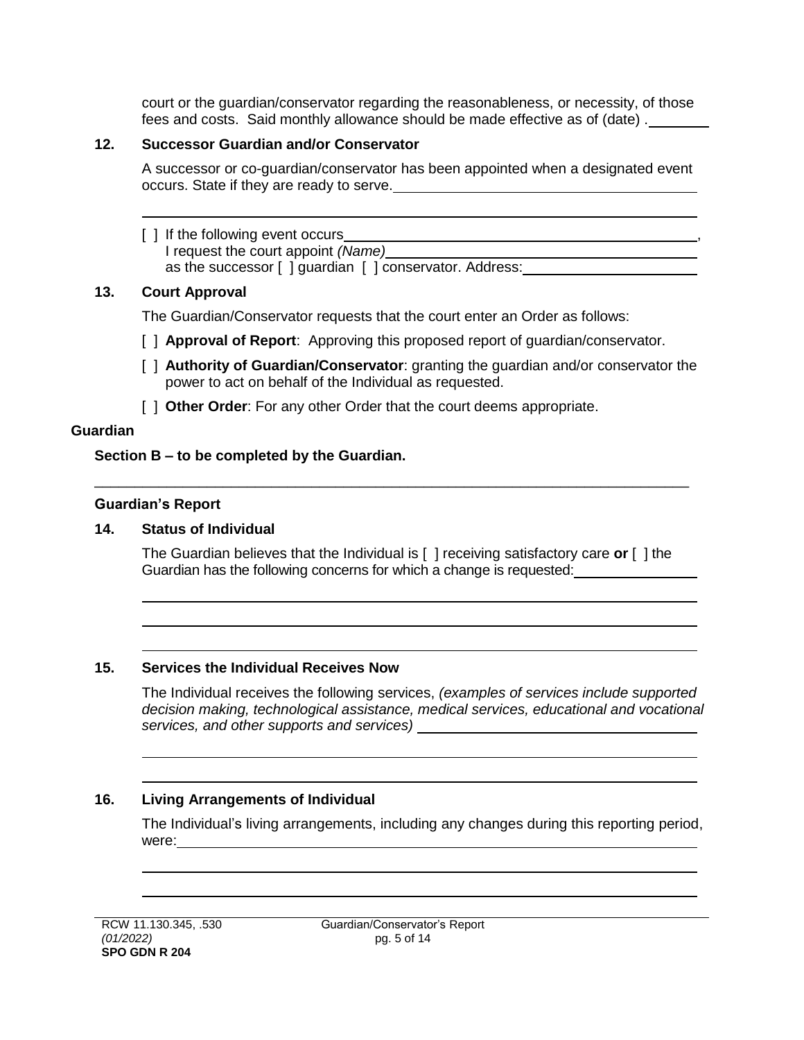court or the guardian/conservator regarding the reasonableness, or necessity, of those fees and costs. Said monthly allowance should be made effective as of (date) . ________

**12. Successor Guardian and/or Conservator**

A successor or co-guardian/conservator has been appointed when a designated event occurs. State if they are ready to serve. ______________________________________

______________________________________________________________________

[ ] If the following event occurs ______________________________________________,
I request the court appoint *(Name)* ______________________________________
as the successor [ ] guardian [ ] conservator. Address: ______________________

**13. Court Approval**

The Guardian/Conservator requests that the court enter an Order as follows:

[ ] **Approval of Report**: Approving this proposed report of guardian/conservator.

[ ] **Authority of Guardian/Conservator**: granting the guardian and/or conservator the power to act on behalf of the Individual as requested.

[ ] **Other Order**: For any other Order that the court deems appropriate.

**Guardian**

**Section B – to be completed by the Guardian.**

______________________________________________________________________

**Guardian's Report**

**14. Status of Individual**

The Guardian believes that the Individual is [ ] receiving satisfactory care **or** [ ] the Guardian has the following concerns for which a change is requested: ________________

______________________________________________________________________

______________________________________________________________________

______________________________________________________________________

**15. Services the Individual Receives Now**

The Individual receives the following services, *(examples of services include supported decision making, technological assistance, medical services, educational and vocational services, and other supports and services)* ______________________________________

______________________________________________________________________

______________________________________________________________________

**16. Living Arrangements of Individual**

The Individual's living arrangements, including any changes during this reporting period, were: ______________________________________________________________

______________________________________________________________________

______________________________________________________________________

RCW 11.130.345, .530
*(01/2022)*
**SPO GDN R 204**

Guardian/Conservator's Report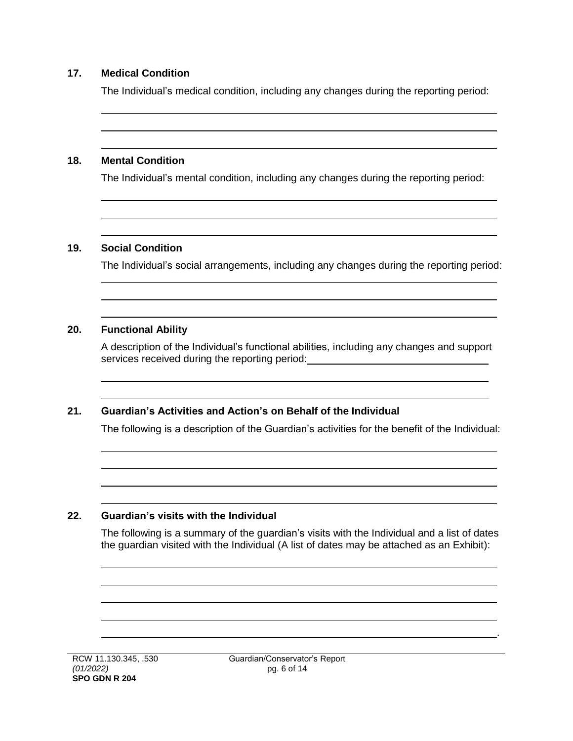**17. Medical Condition**

The Individual's medical condition, including any changes during the reporting period:

______________________________________________________________________

______________________________________________________________________

______________________________________________________________________

**18. Mental Condition**

The Individual's mental condition, including any changes during the reporting period:

______________________________________________________________________

______________________________________________________________________

______________________________________________________________________

**19. Social Condition**

The Individual's social arrangements, including any changes during the reporting period:

______________________________________________________________________

______________________________________________________________________

______________________________________________________________________

**20. Functional Ability**

A description of the Individual's functional abilities, including any changes and support services received during the reporting period:______________________________

______________________________________________________________________

______________________________________________________________________

**21. Guardian's Activities and Action's on Behalf of the Individual**

The following is a description of the Guardian's activities for the benefit of the Individual:

______________________________________________________________________

______________________________________________________________________

______________________________________________________________________

______________________________________________________________________

**22. Guardian's visits with the Individual**

The following is a summary of the guardian's visits with the Individual and a list of dates the guardian visited with the Individual (A list of dates may be attached as an Exhibit):

______________________________________________________________________

______________________________________________________________________

______________________________________________________________________

______________________________________________________________________

______________________________________________________________________.

RCW 11.130.345, .530
*(01/2022)*
**SPO GDN R 204**

Guardian/Conservator's Report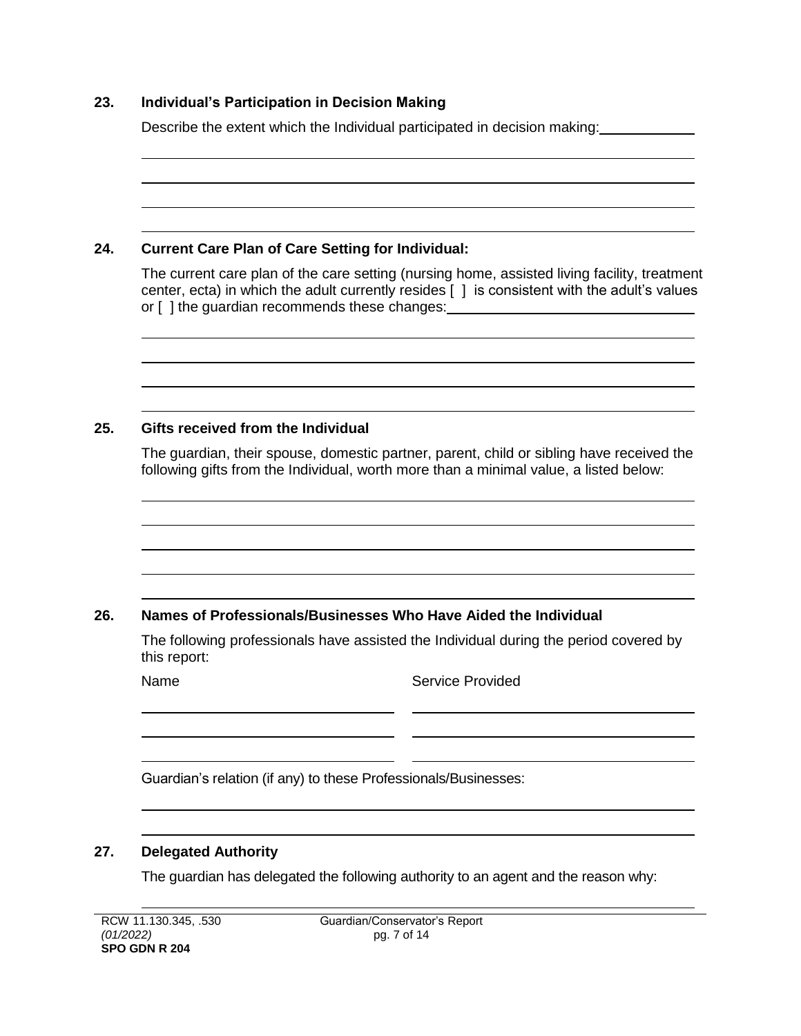## 23. Individual's Participation in Decision Making

Describe the extent which the Individual participated in decision making: \_\_\_\_\_\_\_\_\_\_\_\_

\_\_\_\_\_\_\_\_\_\_\_\_\_\_\_\_\_\_\_\_\_\_\_\_\_\_\_\_\_\_\_\_\_\_\_\_\_\_\_\_\_\_\_\_\_\_\_\_\_\_\_\_\_\_\_\_\_\_\_\_

\_\_\_\_\_\_\_\_\_\_\_\_\_\_\_\_\_\_\_\_\_\_\_\_\_\_\_\_\_\_\_\_\_\_\_\_\_\_\_\_\_\_\_\_\_\_\_\_\_\_\_\_\_\_\_\_\_\_\_\_

\_\_\_\_\_\_\_\_\_\_\_\_\_\_\_\_\_\_\_\_\_\_\_\_\_\_\_\_\_\_\_\_\_\_\_\_\_\_\_\_\_\_\_\_\_\_\_\_\_\_\_\_\_\_\_\_\_\_\_\_

\_\_\_\_\_\_\_\_\_\_\_\_\_\_\_\_\_\_\_\_\_\_\_\_\_\_\_\_\_\_\_\_\_\_\_\_\_\_\_\_\_\_\_\_\_\_\_\_\_\_\_\_\_\_\_\_\_\_\_\_

## 24. Current Care Plan of Care Setting for Individual:

The current care plan of the care setting (nursing home, assisted living facility, treatment center, ecta) in which the adult currently resides [ ] is consistent with the adult's values or [ ] the guardian recommends these changes: \_\_\_\_\_\_\_\_\_\_\_\_\_\_\_\_\_\_\_\_\_\_\_\_

\_\_\_\_\_\_\_\_\_\_\_\_\_\_\_\_\_\_\_\_\_\_\_\_\_\_\_\_\_\_\_\_\_\_\_\_\_\_\_\_\_\_\_\_\_\_\_\_\_\_\_\_\_\_\_\_\_\_\_\_

\_\_\_\_\_\_\_\_\_\_\_\_\_\_\_\_\_\_\_\_\_\_\_\_\_\_\_\_\_\_\_\_\_\_\_\_\_\_\_\_\_\_\_\_\_\_\_\_\_\_\_\_\_\_\_\_\_\_\_\_

\_\_\_\_\_\_\_\_\_\_\_\_\_\_\_\_\_\_\_\_\_\_\_\_\_\_\_\_\_\_\_\_\_\_\_\_\_\_\_\_\_\_\_\_\_\_\_\_\_\_\_\_\_\_\_\_\_\_\_\_

\_\_\_\_\_\_\_\_\_\_\_\_\_\_\_\_\_\_\_\_\_\_\_\_\_\_\_\_\_\_\_\_\_\_\_\_\_\_\_\_\_\_\_\_\_\_\_\_\_\_\_\_\_\_\_\_\_\_\_\_

## 25. Gifts received from the Individual

The guardian, their spouse, domestic partner, parent, child or sibling have received the following gifts from the Individual, worth more than a minimal value, a listed below:

\_\_\_\_\_\_\_\_\_\_\_\_\_\_\_\_\_\_\_\_\_\_\_\_\_\_\_\_\_\_\_\_\_\_\_\_\_\_\_\_\_\_\_\_\_\_\_\_\_\_\_\_\_\_\_\_\_\_\_\_

\_\_\_\_\_\_\_\_\_\_\_\_\_\_\_\_\_\_\_\_\_\_\_\_\_\_\_\_\_\_\_\_\_\_\_\_\_\_\_\_\_\_\_\_\_\_\_\_\_\_\_\_\_\_\_\_\_\_\_\_

\_\_\_\_\_\_\_\_\_\_\_\_\_\_\_\_\_\_\_\_\_\_\_\_\_\_\_\_\_\_\_\_\_\_\_\_\_\_\_\_\_\_\_\_\_\_\_\_\_\_\_\_\_\_\_\_\_\_\_\_

\_\_\_\_\_\_\_\_\_\_\_\_\_\_\_\_\_\_\_\_\_\_\_\_\_\_\_\_\_\_\_\_\_\_\_\_\_\_\_\_\_\_\_\_\_\_\_\_\_\_\_\_\_\_\_\_\_\_\_\_

\_\_\_\_\_\_\_\_\_\_\_\_\_\_\_\_\_\_\_\_\_\_\_\_\_\_\_\_\_\_\_\_\_\_\_\_\_\_\_\_\_\_\_\_\_\_\_\_\_\_\_\_\_\_\_\_\_\_\_\_

## 26. Names of Professionals/Businesses Who Have Aided the Individual

The following professionals have assisted the Individual during the period covered by this report:

| Name | Service Provided |
| --- | --- |
| | |
| | |
| | |

Guardian's relation (if any) to these Professionals/Businesses:

\_\_\_\_\_\_\_\_\_\_\_\_\_\_\_\_\_\_\_\_\_\_\_\_\_\_\_\_\_\_\_\_\_\_\_\_\_\_\_\_\_\_\_\_\_\_\_\_\_\_\_\_\_\_\_\_\_\_\_\_

\_\_\_\_\_\_\_\_\_\_\_\_\_\_\_\_\_\_\_\_\_\_\_\_\_\_\_\_\_\_\_\_\_\_\_\_\_\_\_\_\_\_\_\_\_\_\_\_\_\_\_\_\_\_\_\_\_\_\_\_

## 27. Delegated Authority

The guardian has delegated the following authority to an agent and the reason why:

\_\_\_\_\_\_\_\_\_\_\_\_\_\_\_\_\_\_\_\_\_\_\_\_\_\_\_\_\_\_\_\_\_\_\_\_\_\_\_\_\_\_\_\_\_\_\_\_\_\_\_\_\_\_\_\_\_\_\_\_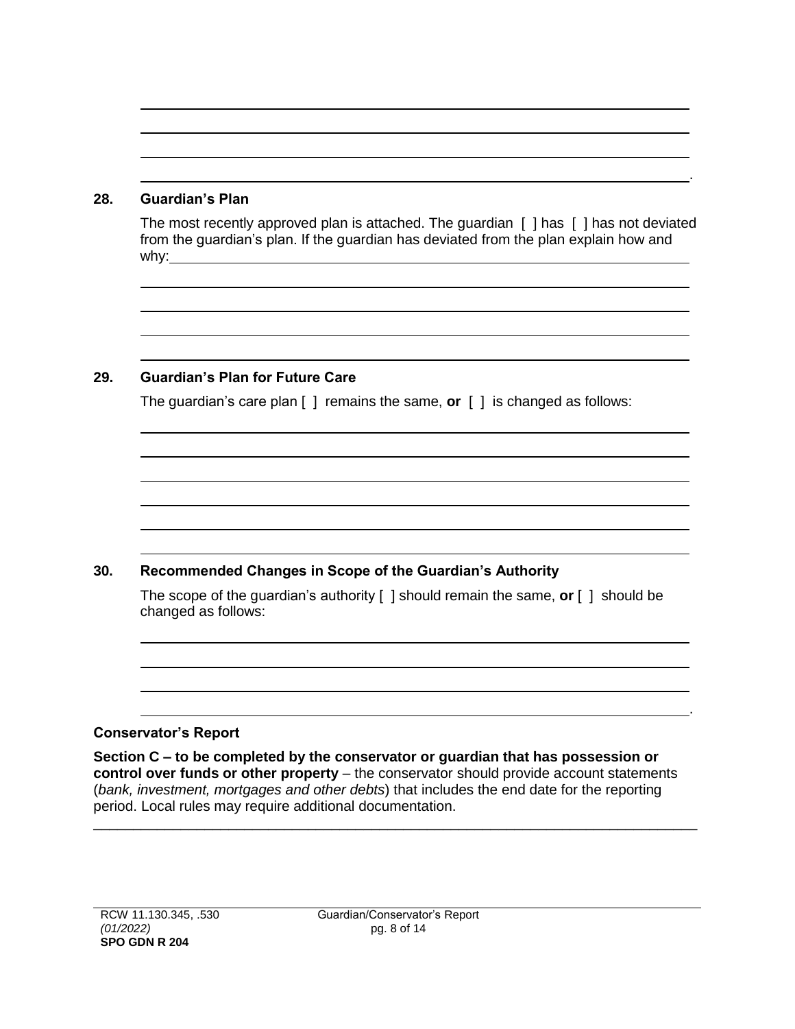________________________________________________________________________

________________________________________________________________________

________________________________________________________________________

________________________________________________________________________.

**28. Guardian's Plan**

The most recently approved plan is attached. The guardian [ ] has [ ] has not deviated from the guardian's plan. If the guardian has deviated from the plan explain how and why:________________________________________________________________

________________________________________________________________________

________________________________________________________________________

________________________________________________________________________

________________________________________________________________________

**29. Guardian's Plan for Future Care**

The guardian's care plan [ ] remains the same, **or** [ ] is changed as follows:

________________________________________________________________________

________________________________________________________________________

________________________________________________________________________

________________________________________________________________________

________________________________________________________________________

________________________________________________________________________

**30. Recommended Changes in Scope of the Guardian's Authority**

The scope of the guardian's authority [ ] should remain the same, **or** [ ] should be changed as follows:

________________________________________________________________________

________________________________________________________________________

________________________________________________________________________

________________________________________________________________________.

**Conservator's Report**

**Section C – to be completed by the conservator or guardian that has possession or control over funds or other property** – the conservator should provide account statements (*bank, investment, mortgages and other debts*) that includes the end date for the reporting period. Local rules may require additional documentation.

---

RCW 11.130.345, .530
*(01/2022)*
**SPO GDN R 204**

Guardian/Conservator's Report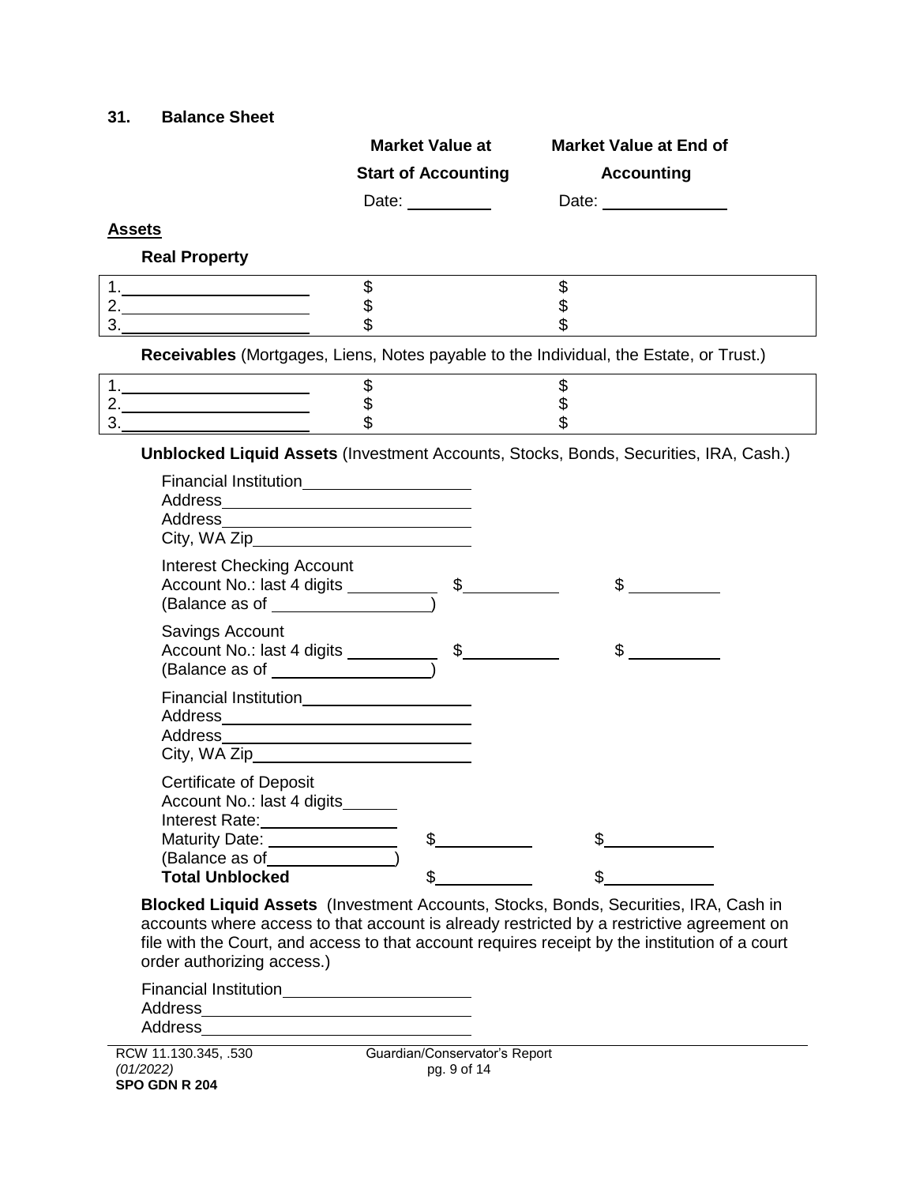**31. Balance Sheet**

| | Market Value at Start of Accounting | Market Value at End of Accounting |
|---|---|---|
| | Date: __________ | Date: ______________ |

**Assets**

**Real Property**

| | | |
|---|---|---|
| 1.____________________ | $ | $ |
| 2.____________________ | $ | $ |
| 3.____________________ | $ | $ |

**Receivables** (Mortgages, Liens, Notes payable to the Individual, the Estate, or Trust.)

| | | |
|---|---|---|
| 1.____________________ | $ | $ |
| 2.____________________ | $ | $ |
| 3.____________________ | $ | $ |

**Unblocked Liquid Assets** (Investment Accounts, Stocks, Bonds, Securities, IRA, Cash.)

Financial Institution___________________
Address____________________________
Address____________________________
City, WA Zip________________________

| | | |
|---|---|---|
| Interest Checking Account<br>Account No.: last 4 digits __________<br>(Balance as of _________________) | $__________ | $ __________ |
| Savings Account<br>Account No.: last 4 digits __________<br>(Balance as of _________________) | $__________ | $ __________ |

Financial Institution___________________
Address____________________________
Address____________________________
City, WA Zip________________________

| | | |
|---|---|---|
| Certificate of Deposit<br>Account No.: last 4 digits______<br>Interest Rate:_______________<br>Maturity Date: _______________<br>(Balance as of______________) | $__________ | $__________ |
| **Total Unblocked** | $__________ | $__________ |

**Blocked Liquid Assets** (Investment Accounts, Stocks, Bonds, Securities, IRA, Cash in accounts where access to that account is already restricted by a restrictive agreement on file with the Court, and access to that account requires receipt by the institution of a court order authorizing access.)

Financial Institution_____________________
Address______________________________
Address______________________________

RCW 11.130.345, .530
*(01/2022)*
**SPO GDN R 204**

Guardian/Conservator's Report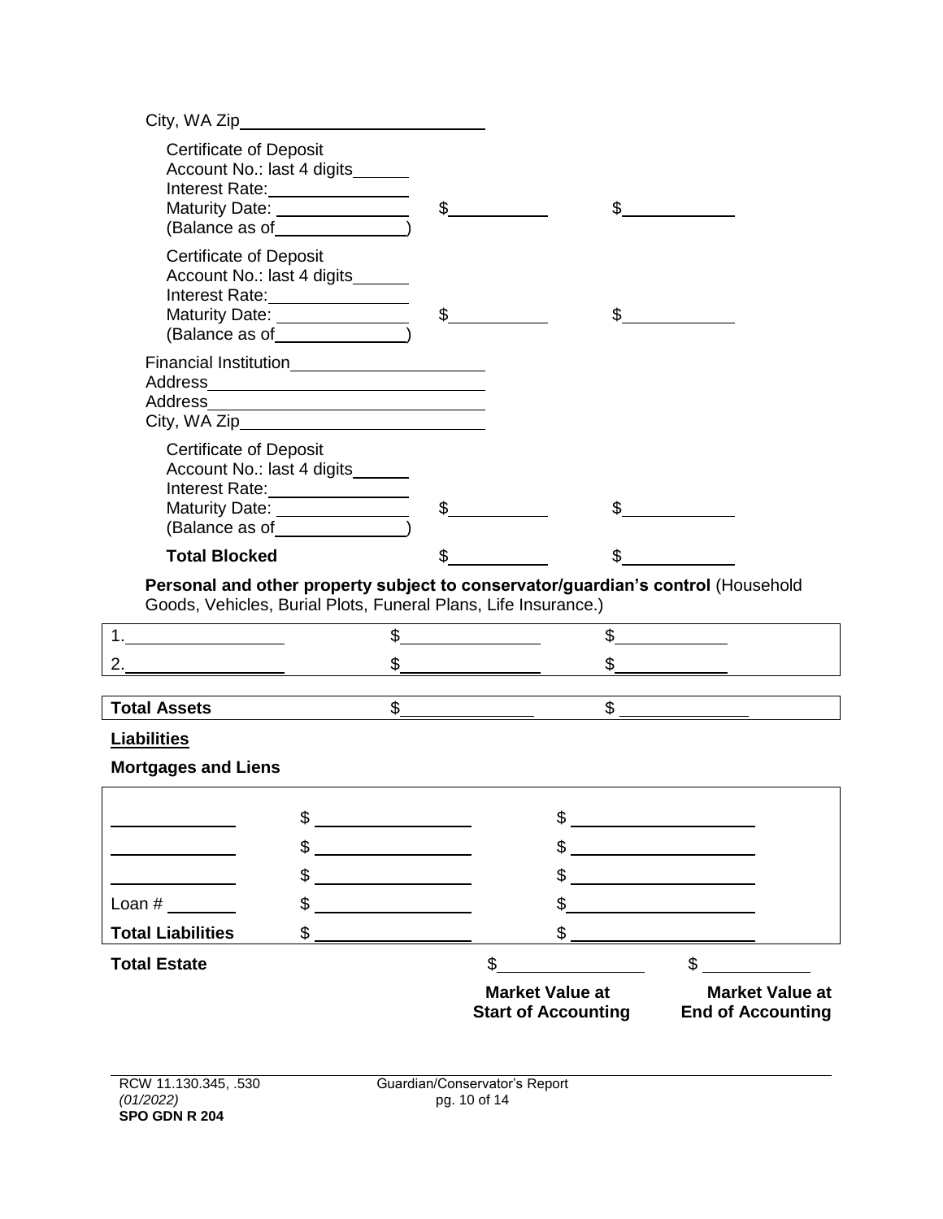City, WA Zip\_\_\_\_\_\_\_\_\_\_\_\_\_\_\_\_\_\_\_\_\_\_\_\_\_\_

| | | |
|---|---|---|
| Certificate of Deposit<br>Account No.: last 4 digits\_\_\_\_\_\_<br>Interest Rate:\_\_\_\_\_\_\_\_\_\_\_\_\_\_\_<br>Maturity Date: \_\_\_\_\_\_\_\_\_\_\_\_\_\_<br>(Balance as of\_\_\_\_\_\_\_\_\_\_\_\_\_\_) | $\_\_\_\_\_\_\_\_\_\_ | $\_\_\_\_\_\_\_\_\_\_\_ |
| Certificate of Deposit<br>Account No.: last 4 digits\_\_\_\_\_\_<br>Interest Rate:\_\_\_\_\_\_\_\_\_\_\_\_\_\_\_<br>Maturity Date: \_\_\_\_\_\_\_\_\_\_\_\_\_\_<br>(Balance as of\_\_\_\_\_\_\_\_\_\_\_\_\_\_) | $\_\_\_\_\_\_\_\_\_\_ | $\_\_\_\_\_\_\_\_\_\_\_ |

Financial Institution\_\_\_\_\_\_\_\_\_\_\_\_\_\_\_\_\_\_\_\_
Address\_\_\_\_\_\_\_\_\_\_\_\_\_\_\_\_\_\_\_\_\_\_\_\_\_\_\_\_\_
Address\_\_\_\_\_\_\_\_\_\_\_\_\_\_\_\_\_\_\_\_\_\_\_\_\_\_\_\_\_
City, WA Zip\_\_\_\_\_\_\_\_\_\_\_\_\_\_\_\_\_\_\_\_\_\_\_\_\_\_

| | | |
|---|---|---|
| Certificate of Deposit<br>Account No.: last 4 digits\_\_\_\_\_\_<br>Interest Rate:\_\_\_\_\_\_\_\_\_\_\_\_\_\_\_<br>Maturity Date: \_\_\_\_\_\_\_\_\_\_\_\_\_\_<br>(Balance as of\_\_\_\_\_\_\_\_\_\_\_\_\_\_) | $\_\_\_\_\_\_\_\_\_\_ | $\_\_\_\_\_\_\_\_\_\_\_ |
| **Total Blocked** | $\_\_\_\_\_\_\_\_\_\_ | $\_\_\_\_\_\_\_\_\_\_\_ |

**Personal and other property subject to conservator/guardian's control** (Household Goods, Vehicles, Burial Plots, Funeral Plans, Life Insurance.)

| | | |
|---|---|---|
| 1.\_\_\_\_\_\_\_\_\_\_\_\_\_\_\_\_ | $\_\_\_\_\_\_\_\_\_\_\_\_\_\_ | $\_\_\_\_\_\_\_\_\_\_\_ |
| 2.\_\_\_\_\_\_\_\_\_\_\_\_\_\_\_\_ | $\_\_\_\_\_\_\_\_\_\_\_\_\_\_ | $\_\_\_\_\_\_\_\_\_\_\_ |

| | | |
|---|---|---|
| **Total Assets** | $\_\_\_\_\_\_\_\_\_\_\_\_\_\_ | $\_\_\_\_\_\_\_\_\_\_\_\_\_\_ |

**Liabilities**

**Mortgages and Liens**

| | | |
|---|---|---|
| \_\_\_\_\_\_\_\_\_\_\_\_ | $ \_\_\_\_\_\_\_\_\_\_\_\_\_\_\_\_ | $ \_\_\_\_\_\_\_\_\_\_\_\_\_\_\_\_\_\_\_ |
| \_\_\_\_\_\_\_\_\_\_\_\_ | $ \_\_\_\_\_\_\_\_\_\_\_\_\_\_\_\_ | $ \_\_\_\_\_\_\_\_\_\_\_\_\_\_\_\_\_\_\_ |
| \_\_\_\_\_\_\_\_\_\_\_\_ | $ \_\_\_\_\_\_\_\_\_\_\_\_\_\_\_\_ | $ \_\_\_\_\_\_\_\_\_\_\_\_\_\_\_\_\_\_\_ |
| Loan # \_\_\_\_\_\_\_ | $ \_\_\_\_\_\_\_\_\_\_\_\_\_\_\_\_ | $ \_\_\_\_\_\_\_\_\_\_\_\_\_\_\_\_\_\_\_ |
| **Total Liabilities** | $ \_\_\_\_\_\_\_\_\_\_\_\_\_\_\_\_ | $ \_\_\_\_\_\_\_\_\_\_\_\_\_\_\_\_\_\_\_ |

| | | |
|---|---|---|
| **Total Estate** | $\_\_\_\_\_\_\_\_\_\_\_\_\_\_\_ | $ \_\_\_\_\_\_\_\_\_\_\_ |
| | **Market Value at Start of Accounting** | **Market Value at End of Accounting** |

RCW 11.130.345, .530
*(01/2022)*
**SPO GDN R 204**

Guardian/Conservator's Report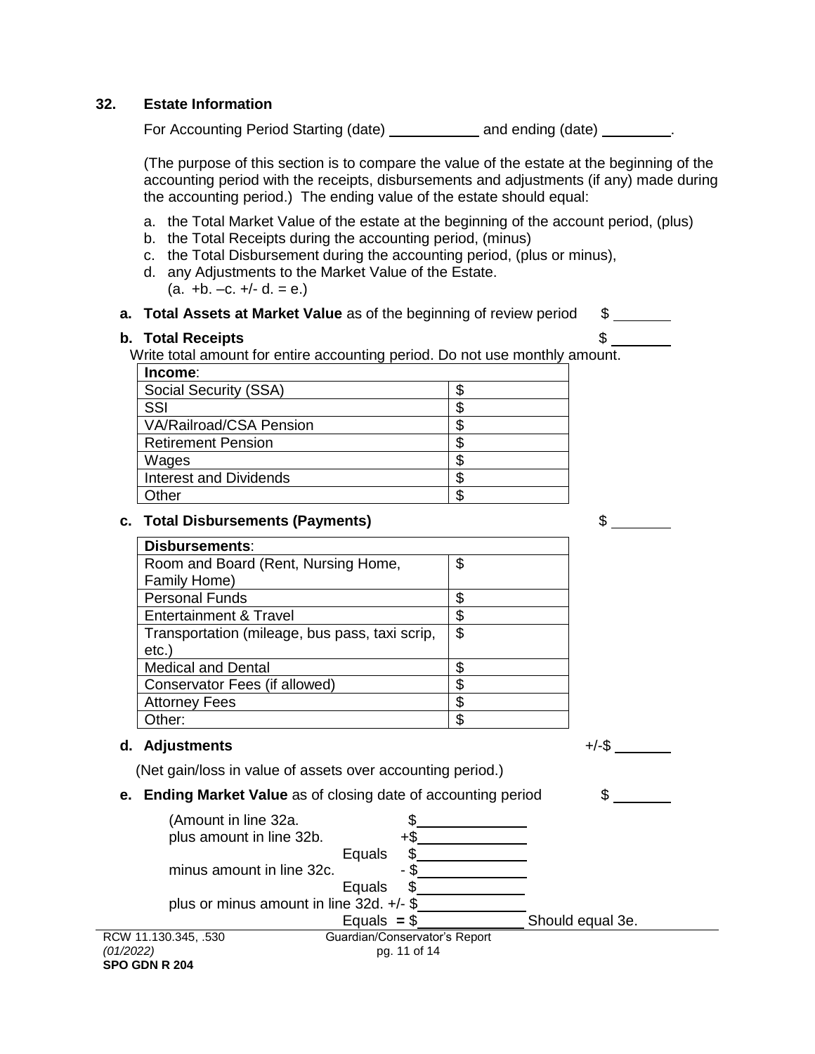## 32. Estate Information

For Accounting Period Starting (date) ___________ and ending (date) _________.

(The purpose of this section is to compare the value of the estate at the beginning of the accounting period with the receipts, disbursements and adjustments (if any) made during the accounting period.) The ending value of the estate should equal:

a. the Total Market Value of the estate at the beginning of the account period, (plus)
b. the Total Receipts during the accounting period, (minus)
c. the Total Disbursement during the accounting period, (plus or minus),
d. any Adjustments to the Market Value of the Estate.
   (a. +b. –c. +/- d. = e.)

**a. Total Assets at Market Value** as of the beginning of review period $ _______

**b. Total Receipts** $ _______

Write total amount for entire accounting period. Do not use monthly amount.

| **Income**: | |
|---|---|
| Social Security (SSA) | $ |
| SSI | $ |
| VA/Railroad/CSA Pension | $ |
| Retirement Pension | $ |
| Wages | $ |
| Interest and Dividends | $ |
| Other | $ |

**c. Total Disbursements (Payments)** $ _______

| **Disbursements**: | |
|---|---|
| Room and Board (Rent, Nursing Home, Family Home) | $ |
| Personal Funds | $ |
| Entertainment & Travel | $ |
| Transportation (mileage, bus pass, taxi scrip, etc.) | $ |
| Medical and Dental | $ |
| Conservator Fees (if allowed) | $ |
| Attorney Fees | $ |
| Other: | $ |

**d. Adjustments** +/-$ _______

(Net gain/loss in value of assets over accounting period.)

**e. Ending Market Value** as of closing date of accounting period $ _______

(Amount in line 32a. $____________
plus amount in line 32b. +$____________
Equals $____________
minus amount in line 32c. - $____________
Equals $____________
plus or minus amount in line 32d. +/- $____________
Equals = $____________ Should equal 3e.

RCW 11.130.345, .530
*(01/2022)*
**SPO GDN R 204**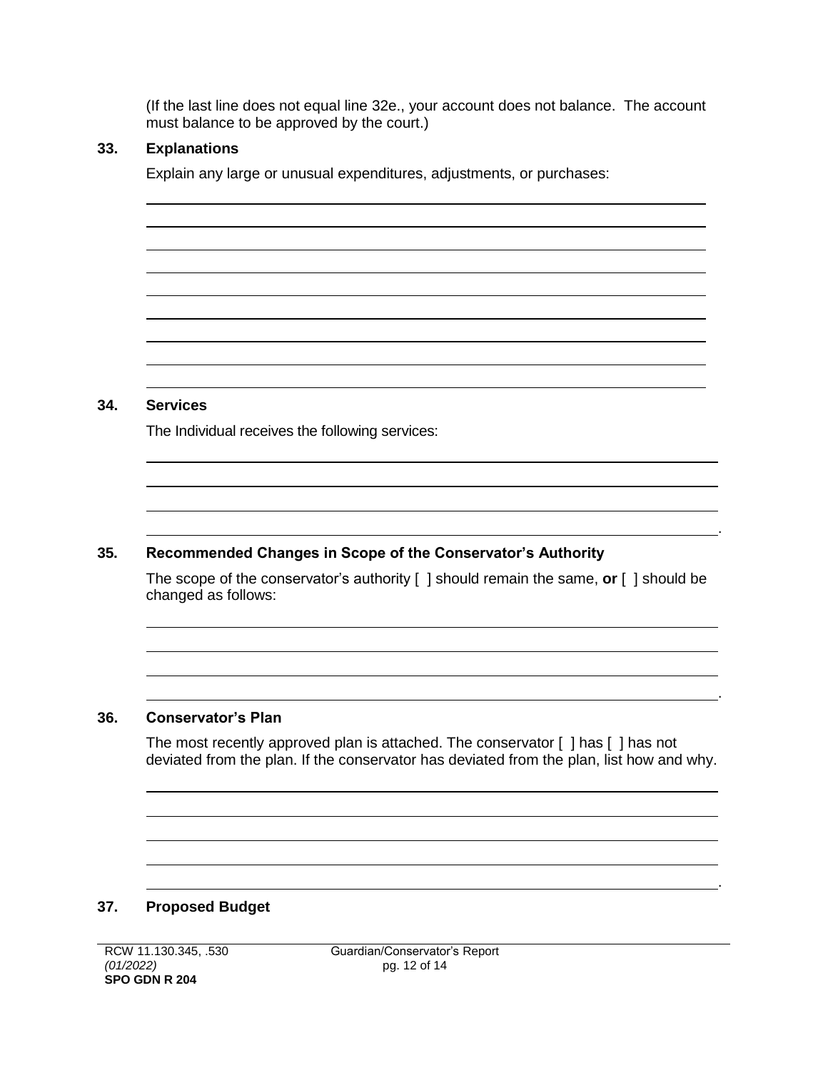(If the last line does not equal line 32e., your account does not balance. The account must balance to be approved by the court.)

**33. Explanations**

Explain any large or unusual expenditures, adjustments, or purchases:

\_\_\_\_\_\_\_\_\_\_\_\_\_\_\_\_\_\_\_\_\_\_\_\_\_\_\_\_\_\_\_\_\_\_\_\_\_\_\_\_\_\_\_\_\_\_\_\_\_\_\_\_\_\_\_\_\_\_\_\_\_\_\_\_

\_\_\_\_\_\_\_\_\_\_\_\_\_\_\_\_\_\_\_\_\_\_\_\_\_\_\_\_\_\_\_\_\_\_\_\_\_\_\_\_\_\_\_\_\_\_\_\_\_\_\_\_\_\_\_\_\_\_\_\_\_\_\_\_

\_\_\_\_\_\_\_\_\_\_\_\_\_\_\_\_\_\_\_\_\_\_\_\_\_\_\_\_\_\_\_\_\_\_\_\_\_\_\_\_\_\_\_\_\_\_\_\_\_\_\_\_\_\_\_\_\_\_\_\_\_\_\_\_

\_\_\_\_\_\_\_\_\_\_\_\_\_\_\_\_\_\_\_\_\_\_\_\_\_\_\_\_\_\_\_\_\_\_\_\_\_\_\_\_\_\_\_\_\_\_\_\_\_\_\_\_\_\_\_\_\_\_\_\_\_\_\_\_

\_\_\_\_\_\_\_\_\_\_\_\_\_\_\_\_\_\_\_\_\_\_\_\_\_\_\_\_\_\_\_\_\_\_\_\_\_\_\_\_\_\_\_\_\_\_\_\_\_\_\_\_\_\_\_\_\_\_\_\_\_\_\_\_

\_\_\_\_\_\_\_\_\_\_\_\_\_\_\_\_\_\_\_\_\_\_\_\_\_\_\_\_\_\_\_\_\_\_\_\_\_\_\_\_\_\_\_\_\_\_\_\_\_\_\_\_\_\_\_\_\_\_\_\_\_\_\_\_

\_\_\_\_\_\_\_\_\_\_\_\_\_\_\_\_\_\_\_\_\_\_\_\_\_\_\_\_\_\_\_\_\_\_\_\_\_\_\_\_\_\_\_\_\_\_\_\_\_\_\_\_\_\_\_\_\_\_\_\_\_\_\_\_

\_\_\_\_\_\_\_\_\_\_\_\_\_\_\_\_\_\_\_\_\_\_\_\_\_\_\_\_\_\_\_\_\_\_\_\_\_\_\_\_\_\_\_\_\_\_\_\_\_\_\_\_\_\_\_\_\_\_\_\_\_\_\_\_

\_\_\_\_\_\_\_\_\_\_\_\_\_\_\_\_\_\_\_\_\_\_\_\_\_\_\_\_\_\_\_\_\_\_\_\_\_\_\_\_\_\_\_\_\_\_\_\_\_\_\_\_\_\_\_\_\_\_\_\_\_\_\_\_

**34. Services**

The Individual receives the following services:

\_\_\_\_\_\_\_\_\_\_\_\_\_\_\_\_\_\_\_\_\_\_\_\_\_\_\_\_\_\_\_\_\_\_\_\_\_\_\_\_\_\_\_\_\_\_\_\_\_\_\_\_\_\_\_\_\_\_\_\_\_\_\_\_

\_\_\_\_\_\_\_\_\_\_\_\_\_\_\_\_\_\_\_\_\_\_\_\_\_\_\_\_\_\_\_\_\_\_\_\_\_\_\_\_\_\_\_\_\_\_\_\_\_\_\_\_\_\_\_\_\_\_\_\_\_\_\_\_

\_\_\_\_\_\_\_\_\_\_\_\_\_\_\_\_\_\_\_\_\_\_\_\_\_\_\_\_\_\_\_\_\_\_\_\_\_\_\_\_\_\_\_\_\_\_\_\_\_\_\_\_\_\_\_\_\_\_\_\_\_\_\_\_

\_\_\_\_\_\_\_\_\_\_\_\_\_\_\_\_\_\_\_\_\_\_\_\_\_\_\_\_\_\_\_\_\_\_\_\_\_\_\_\_\_\_\_\_\_\_\_\_\_\_\_\_\_\_\_\_\_\_\_\_\_\_\_\_.

**35. Recommended Changes in Scope of the Conservator's Authority**

The scope of the conservator's authority [ ] should remain the same, **or** [ ] should be changed as follows:

\_\_\_\_\_\_\_\_\_\_\_\_\_\_\_\_\_\_\_\_\_\_\_\_\_\_\_\_\_\_\_\_\_\_\_\_\_\_\_\_\_\_\_\_\_\_\_\_\_\_\_\_\_\_\_\_\_\_\_\_\_\_\_\_

\_\_\_\_\_\_\_\_\_\_\_\_\_\_\_\_\_\_\_\_\_\_\_\_\_\_\_\_\_\_\_\_\_\_\_\_\_\_\_\_\_\_\_\_\_\_\_\_\_\_\_\_\_\_\_\_\_\_\_\_\_\_\_\_

\_\_\_\_\_\_\_\_\_\_\_\_\_\_\_\_\_\_\_\_\_\_\_\_\_\_\_\_\_\_\_\_\_\_\_\_\_\_\_\_\_\_\_\_\_\_\_\_\_\_\_\_\_\_\_\_\_\_\_\_\_\_\_\_

\_\_\_\_\_\_\_\_\_\_\_\_\_\_\_\_\_\_\_\_\_\_\_\_\_\_\_\_\_\_\_\_\_\_\_\_\_\_\_\_\_\_\_\_\_\_\_\_\_\_\_\_\_\_\_\_\_\_\_\_\_\_\_\_.

**36. Conservator's Plan**

The most recently approved plan is attached. The conservator [ ] has [ ] has not deviated from the plan. If the conservator has deviated from the plan, list how and why.

\_\_\_\_\_\_\_\_\_\_\_\_\_\_\_\_\_\_\_\_\_\_\_\_\_\_\_\_\_\_\_\_\_\_\_\_\_\_\_\_\_\_\_\_\_\_\_\_\_\_\_\_\_\_\_\_\_\_\_\_\_\_\_\_

\_\_\_\_\_\_\_\_\_\_\_\_\_\_\_\_\_\_\_\_\_\_\_\_\_\_\_\_\_\_\_\_\_\_\_\_\_\_\_\_\_\_\_\_\_\_\_\_\_\_\_\_\_\_\_\_\_\_\_\_\_\_\_\_

\_\_\_\_\_\_\_\_\_\_\_\_\_\_\_\_\_\_\_\_\_\_\_\_\_\_\_\_\_\_\_\_\_\_\_\_\_\_\_\_\_\_\_\_\_\_\_\_\_\_\_\_\_\_\_\_\_\_\_\_\_\_\_\_

\_\_\_\_\_\_\_\_\_\_\_\_\_\_\_\_\_\_\_\_\_\_\_\_\_\_\_\_\_\_\_\_\_\_\_\_\_\_\_\_\_\_\_\_\_\_\_\_\_\_\_\_\_\_\_\_\_\_\_\_\_\_\_\_

\_\_\_\_\_\_\_\_\_\_\_\_\_\_\_\_\_\_\_\_\_\_\_\_\_\_\_\_\_\_\_\_\_\_\_\_\_\_\_\_\_\_\_\_\_\_\_\_\_\_\_\_\_\_\_\_\_\_\_\_\_\_\_\_.

**37. Proposed Budget**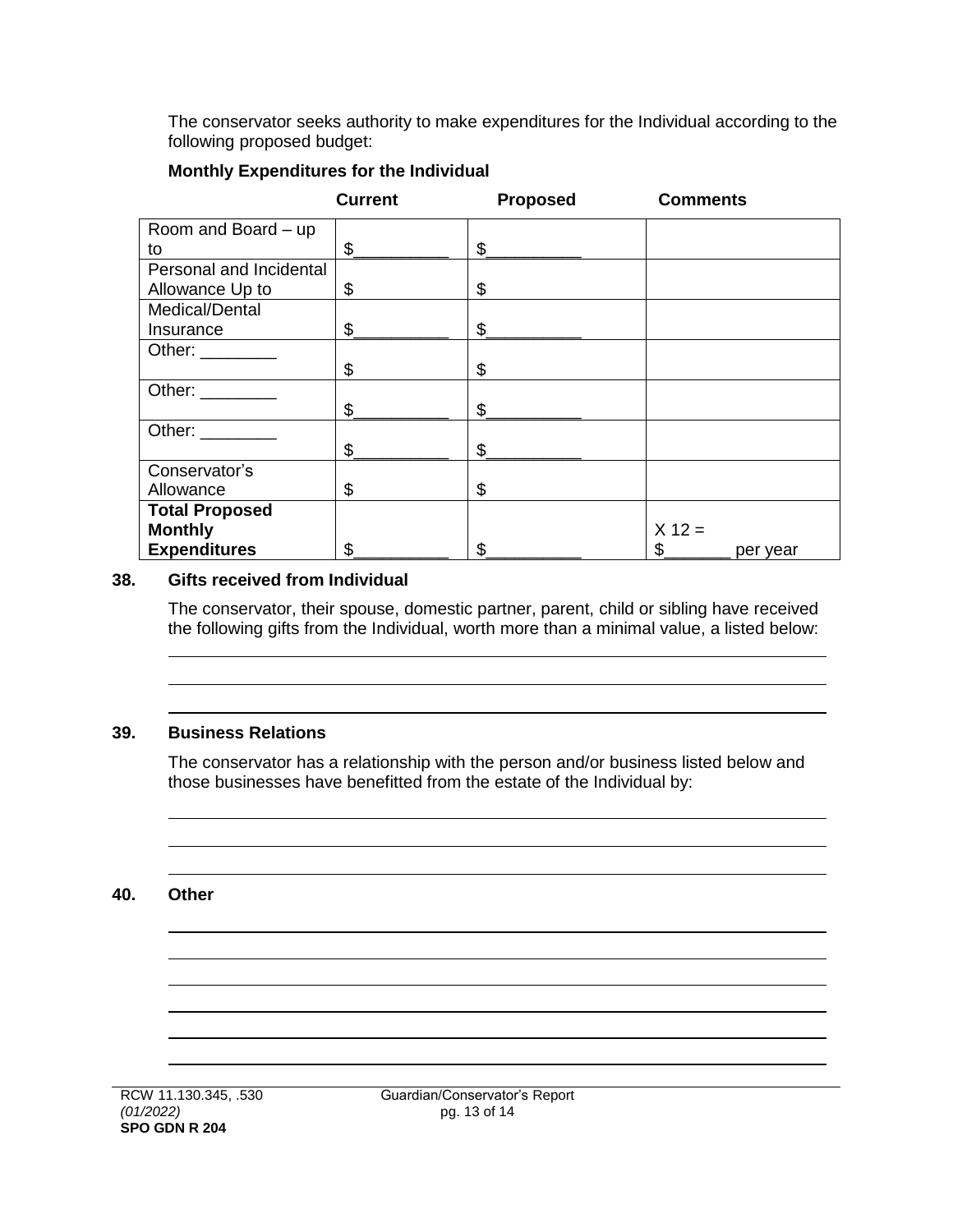The conservator seeks authority to make expenditures for the Individual according to the following proposed budget:

**Monthly Expenditures for the Individual**

| | **Current** | **Proposed** | **Comments** |
|---|---|---|---|
| Room and Board – up to | $__________ | $__________ | |
| Personal and Incidental Allowance Up to | $ | $ | |
| Medical/Dental Insurance | $__________ | $__________ | |
| Other: ________ | $ | $ | |
| Other: ________ | $__________ | $__________ | |
| Other: ________ | $__________ | $__________ | |
| Conservator's Allowance | $ | $ | |
| **Total Proposed Monthly Expenditures** | $__________ | $__________ | X 12 = $_______ per year |

**38. Gifts received from Individual**

The conservator, their spouse, domestic partner, parent, child or sibling have received the following gifts from the Individual, worth more than a minimal value, a listed below:

______________________________________________________________________

______________________________________________________________________

______________________________________________________________________

**39. Business Relations**

The conservator has a relationship with the person and/or business listed below and those businesses have benefitted from the estate of the Individual by:

______________________________________________________________________

______________________________________________________________________

______________________________________________________________________

**40. Other**

______________________________________________________________________

______________________________________________________________________

______________________________________________________________________

______________________________________________________________________

______________________________________________________________________

______________________________________________________________________

RCW 11.130.345, .530
*(01/2022)*
**SPO GDN R 204**

Guardian/Conservator's Report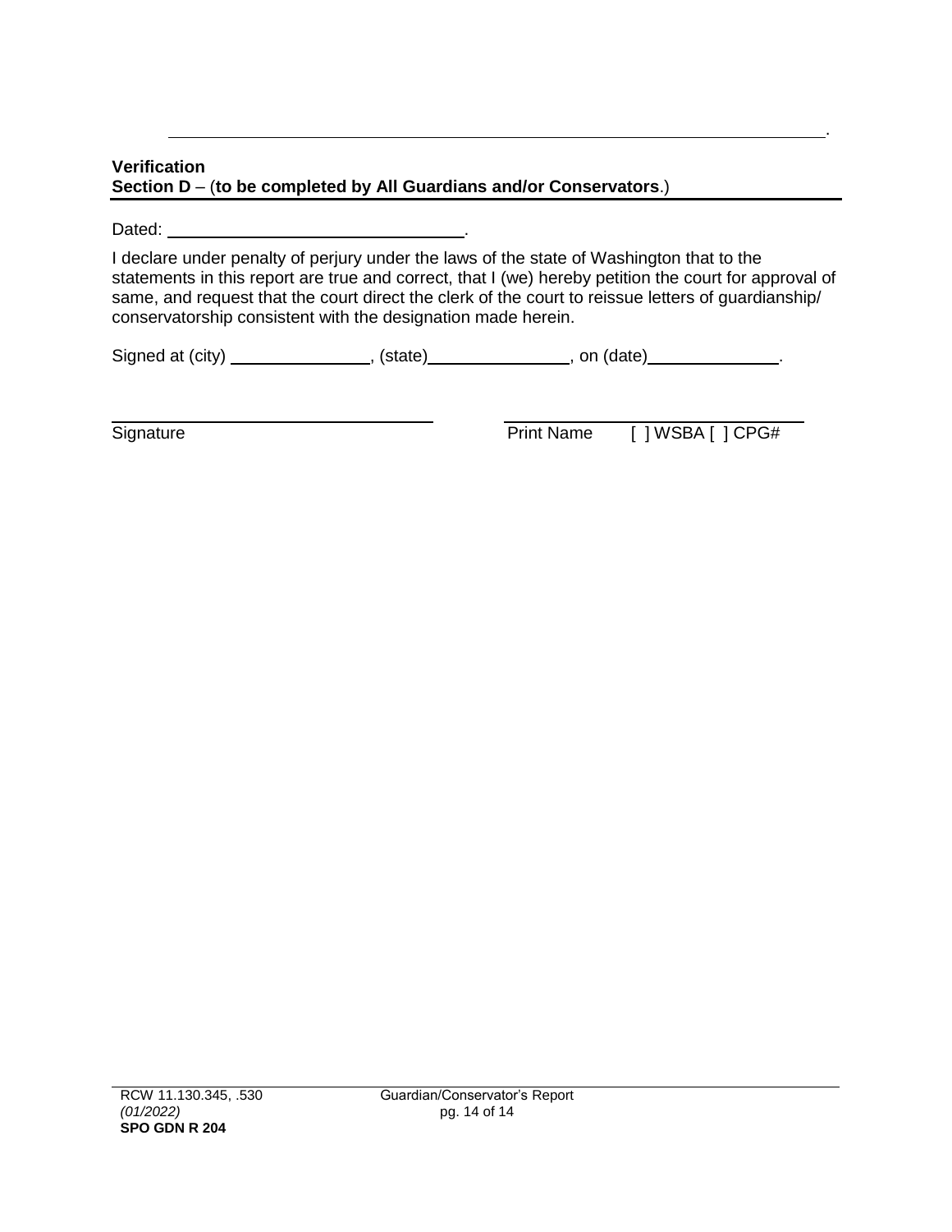\_\_\_\_\_\_\_\_\_\_\_\_\_\_\_\_\_\_\_\_\_\_\_\_\_\_\_\_\_\_\_\_\_\_\_\_\_\_\_\_\_\_\_\_\_\_\_\_\_\_\_\_\_\_\_\_\_\_\_\_.

**Verification**
**Section D** – (**to be completed by All Guardians and/or Conservators**.)

Dated: \_\_\_\_\_\_\_\_\_\_\_\_\_\_\_\_\_\_\_\_\_\_\_\_\_\_\_\_\_\_\_.

I declare under penalty of perjury under the laws of the state of Washington that to the statements in this report are true and correct, that I (we) hereby petition the court for approval of same, and request that the court direct the clerk of the court to reissue letters of guardianship/ conservatorship consistent with the designation made herein.

Signed at (city) \_\_\_\_\_\_\_\_\_\_\_\_\_\_\_, (state) \_\_\_\_\_\_\_\_\_\_\_\_\_\_\_, on (date) \_\_\_\_\_\_\_\_\_\_\_\_\_\_.

\_\_\_\_\_\_\_\_\_\_\_\_\_\_\_\_\_\_\_\_\_\_\_\_\_\_\_\_\_\_\_\_\_\_\_\_ \_\_\_\_\_\_\_\_\_\_\_\_\_\_\_\_\_\_\_\_\_\_\_\_\_\_\_\_\_\_\_\_\_\_\_\_

Signature Print Name [ ] WSBA [ ] CPG#

RCW 11.130.345, .530
*(01/2022)*
**SPO GDN R 204**

Guardian/Conservator's Report